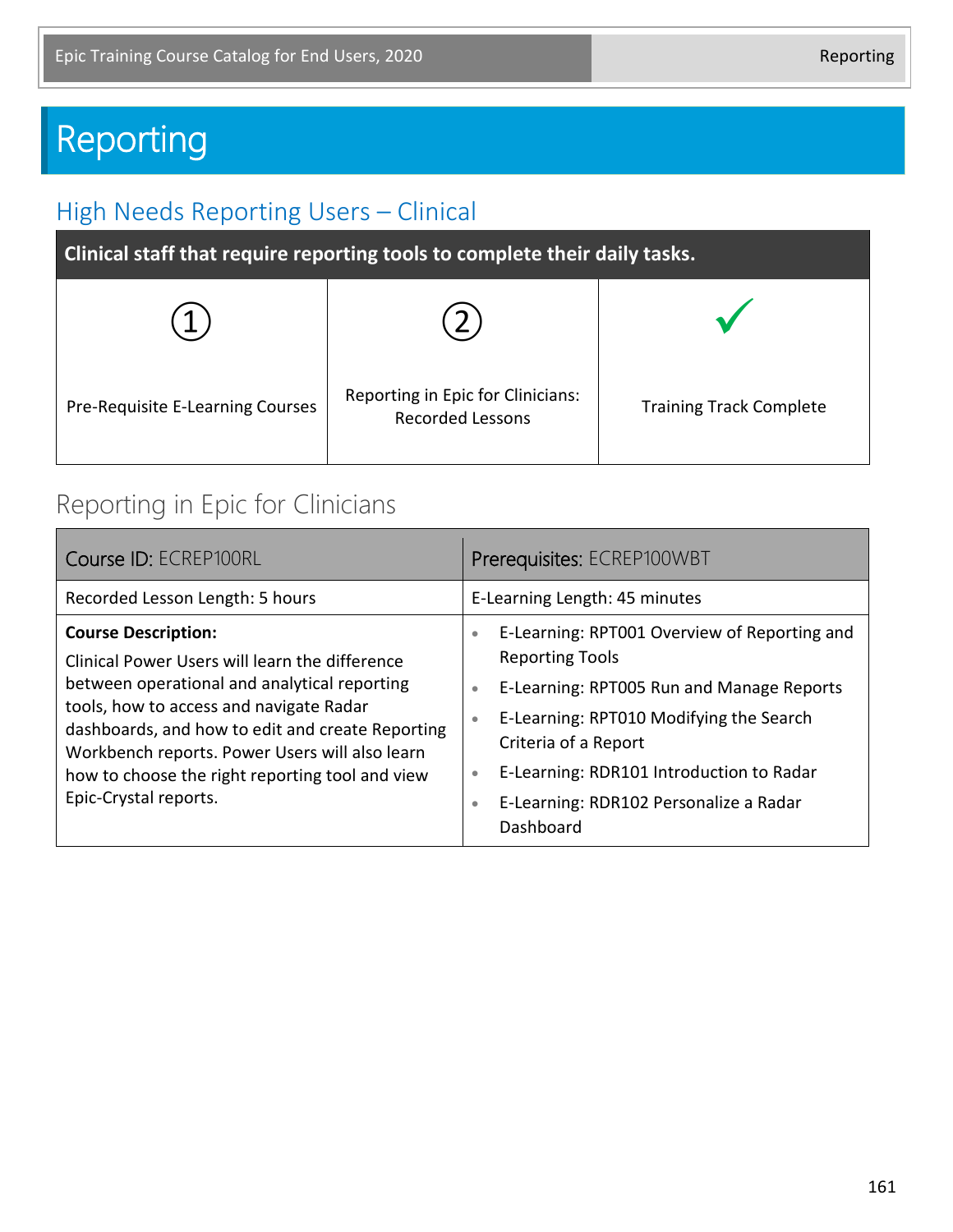# Reporting

## High Needs Reporting Users – Clinical

| Clinical staff that require reporting tools to complete their daily tasks. | | |
|---|---|---|
| ① Pre-Requisite E-Learning Courses | ② Reporting in Epic for Clinicians: Recorded Lessons | ✓ Training Track Complete |

## Reporting in Epic for Clinicians

| Course ID: ECREP100RL | Prerequisites: ECREP100WBT |
|---|---|
| Recorded Lesson Length: 5 hours | E-Learning Length: 45 minutes |
| **Course Description:** Clinical Power Users will learn the difference between operational and analytical reporting tools, how to access and navigate Radar dashboards, and how to edit and create Reporting Workbench reports. Power Users will also learn how to choose the right reporting tool and view Epic-Crystal reports. | • E-Learning: RPT001 Overview of Reporting and Reporting Tools<br>• E-Learning: RPT005 Run and Manage Reports<br>• E-Learning: RPT010 Modifying the Search Criteria of a Report<br>• E-Learning: RDR101 Introduction to Radar<br>• E-Learning: RDR102 Personalize a Radar Dashboard |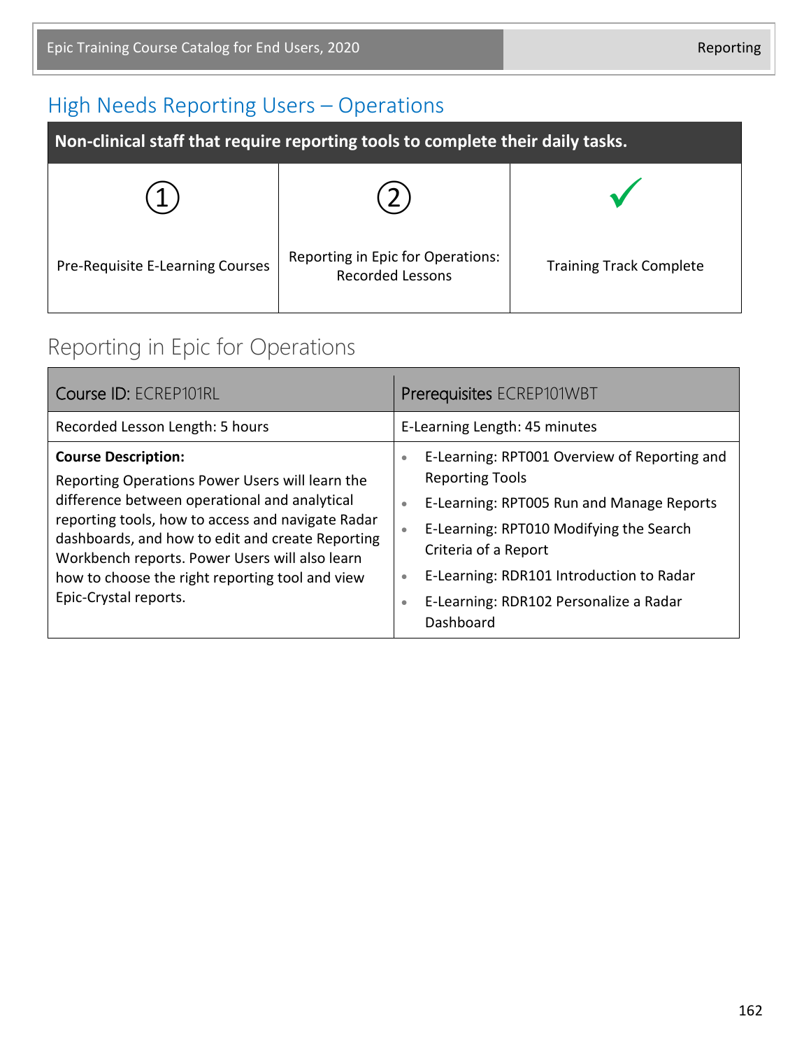## High Needs Reporting Users – Operations

| Non-clinical staff that require reporting tools to complete their daily tasks. | | |
|---|---|---|
| ① | ② | ✓ |
| Pre-Requisite E-Learning Courses | Reporting in Epic for Operations: Recorded Lessons | Training Track Complete |

## Reporting in Epic for Operations

| Course ID: ECREP101RL | Prerequisites ECREP101WBT |
|---|---|
| Recorded Lesson Length: 5 hours | E-Learning Length: 45 minutes |
| **Course Description:**<br>Reporting Operations Power Users will learn the difference between operational and analytical reporting tools, how to access and navigate Radar dashboards, and how to edit and create Reporting Workbench reports. Power Users will also learn how to choose the right reporting tool and view Epic-Crystal reports. | • E-Learning: RPT001 Overview of Reporting and Reporting Tools<br>• E-Learning: RPT005 Run and Manage Reports<br>• E-Learning: RPT010 Modifying the Search Criteria of a Report<br>• E-Learning: RDR101 Introduction to Radar<br>• E-Learning: RDR102 Personalize a Radar Dashboard |